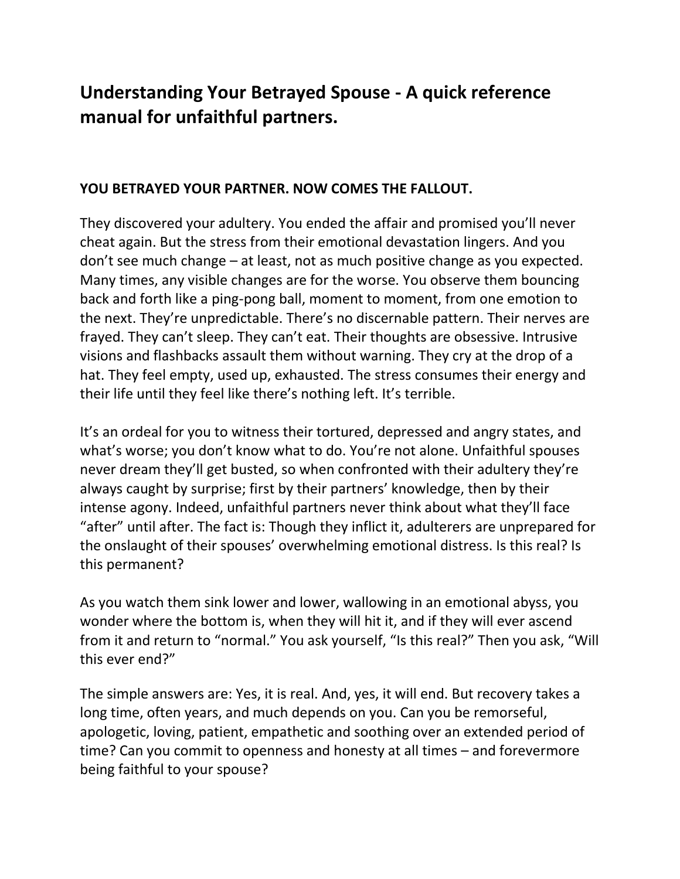# Understanding Your Betrayed Spouse - A quick reference manual for unfaithful partners.

**YOU BETRAYED YOUR PARTNER. NOW COMES THE FALLOUT.**

They discovered your adultery. You ended the affair and promised you'll never cheat again. But the stress from their emotional devastation lingers. And you don't see much change – at least, not as much positive change as you expected. Many times, any visible changes are for the worse. You observe them bouncing back and forth like a ping-pong ball, moment to moment, from one emotion to the next. They're unpredictable. There's no discernable pattern. Their nerves are frayed. They can't sleep. They can't eat. Their thoughts are obsessive. Intrusive visions and flashbacks assault them without warning. They cry at the drop of a hat. They feel empty, used up, exhausted. The stress consumes their energy and their life until they feel like there's nothing left. It's terrible.

It's an ordeal for you to witness their tortured, depressed and angry states, and what's worse; you don't know what to do. You're not alone. Unfaithful spouses never dream they'll get busted, so when confronted with their adultery they're always caught by surprise; first by their partners' knowledge, then by their intense agony. Indeed, unfaithful partners never think about what they'll face "after" until after. The fact is: Though they inflict it, adulterers are unprepared for the onslaught of their spouses' overwhelming emotional distress. Is this real? Is this permanent?

As you watch them sink lower and lower, wallowing in an emotional abyss, you wonder where the bottom is, when they will hit it, and if they will ever ascend from it and return to "normal." You ask yourself, "Is this real?" Then you ask, "Will this ever end?"

The simple answers are: Yes, it is real. And, yes, it will end. But recovery takes a long time, often years, and much depends on you. Can you be remorseful, apologetic, loving, patient, empathetic and soothing over an extended period of time? Can you commit to openness and honesty at all times – and forevermore being faithful to your spouse?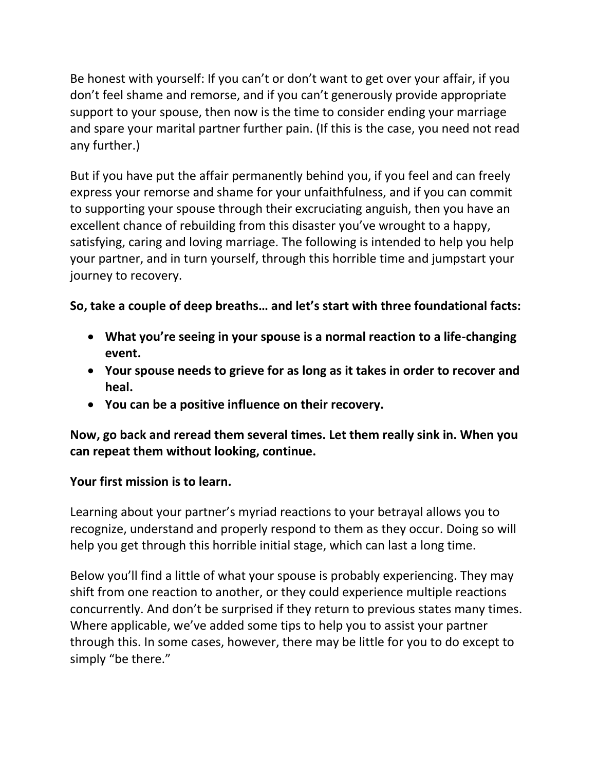Be honest with yourself: If you can't or don't want to get over your affair, if you don't feel shame and remorse, and if you can't generously provide appropriate support to your spouse, then now is the time to consider ending your marriage and spare your marital partner further pain. (If this is the case, you need not read any further.)

But if you have put the affair permanently behind you, if you feel and can freely express your remorse and shame for your unfaithfulness, and if you can commit to supporting your spouse through their excruciating anguish, then you have an excellent chance of rebuilding from this disaster you've wrought to a happy, satisfying, caring and loving marriage. The following is intended to help you help your partner, and in turn yourself, through this horrible time and jumpstart your journey to recovery.

**So, take a couple of deep breaths… and let's start with three foundational facts:**

- **What you're seeing in your spouse is a normal reaction to a life-changing event.**
- **Your spouse needs to grieve for as long as it takes in order to recover and heal.**
- **You can be a positive influence on their recovery.**

**Now, go back and reread them several times. Let them really sink in. When you can repeat them without looking, continue.**

**Your first mission is to learn.**

Learning about your partner's myriad reactions to your betrayal allows you to recognize, understand and properly respond to them as they occur. Doing so will help you get through this horrible initial stage, which can last a long time.

Below you'll find a little of what your spouse is probably experiencing. They may shift from one reaction to another, or they could experience multiple reactions concurrently. And don't be surprised if they return to previous states many times. Where applicable, we've added some tips to help you to assist your partner through this. In some cases, however, there may be little for you to do except to simply "be there."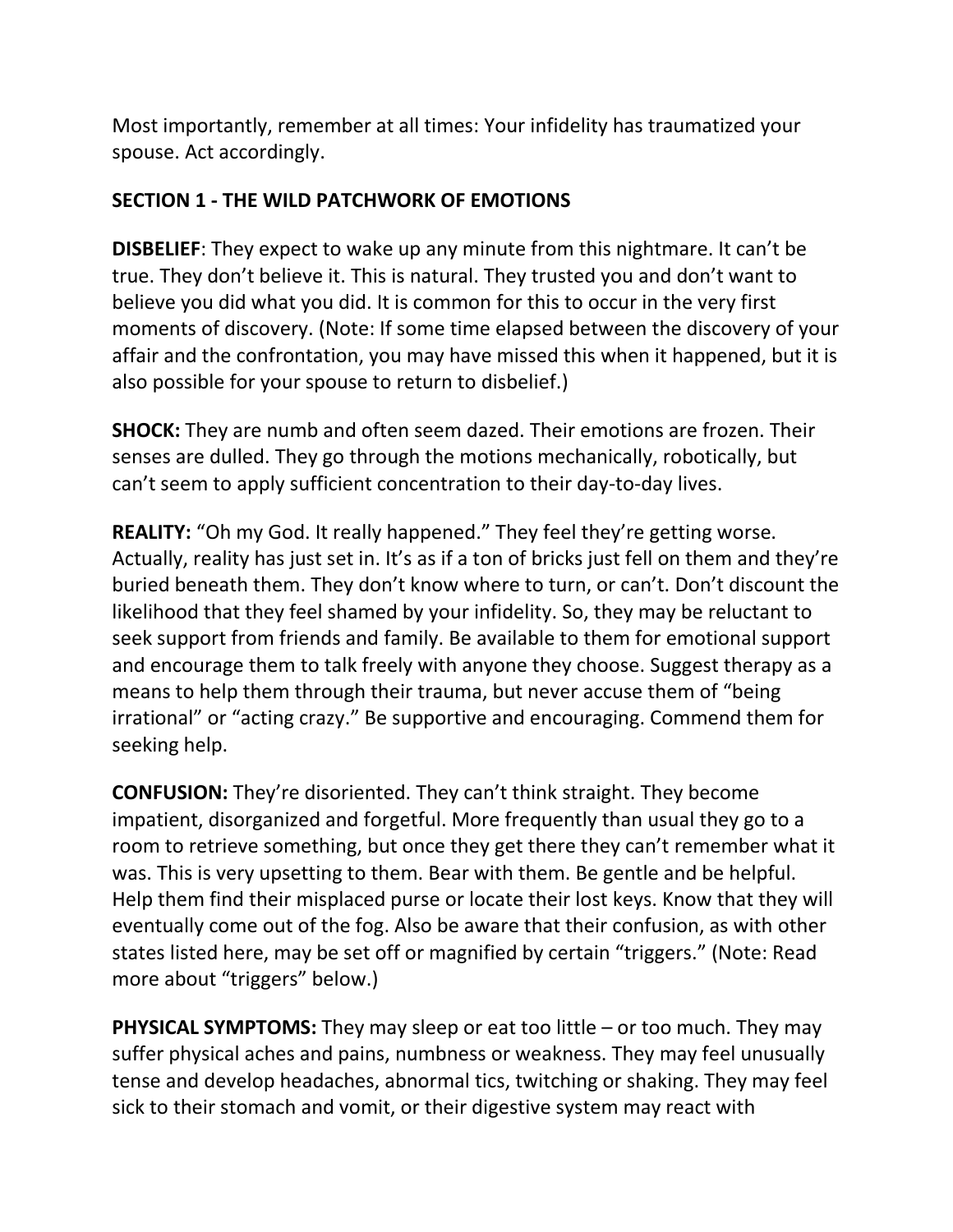Most importantly, remember at all times: Your infidelity has traumatized your spouse. Act accordingly.

## SECTION 1 - THE WILD PATCHWORK OF EMOTIONS

**DISBELIEF**: They expect to wake up any minute from this nightmare. It can't be true. They don't believe it. This is natural. They trusted you and don't want to believe you did what you did. It is common for this to occur in the very first moments of discovery. (Note: If some time elapsed between the discovery of your affair and the confrontation, you may have missed this when it happened, but it is also possible for your spouse to return to disbelief.)

**SHOCK:** They are numb and often seem dazed. Their emotions are frozen. Their senses are dulled. They go through the motions mechanically, robotically, but can't seem to apply sufficient concentration to their day-to-day lives.

**REALITY:** "Oh my God. It really happened." They feel they're getting worse. Actually, reality has just set in. It's as if a ton of bricks just fell on them and they're buried beneath them. They don't know where to turn, or can't. Don't discount the likelihood that they feel shamed by your infidelity. So, they may be reluctant to seek support from friends and family. Be available to them for emotional support and encourage them to talk freely with anyone they choose. Suggest therapy as a means to help them through their trauma, but never accuse them of "being irrational" or "acting crazy." Be supportive and encouraging. Commend them for seeking help.

**CONFUSION:** They're disoriented. They can't think straight. They become impatient, disorganized and forgetful. More frequently than usual they go to a room to retrieve something, but once they get there they can't remember what it was. This is very upsetting to them. Bear with them. Be gentle and be helpful. Help them find their misplaced purse or locate their lost keys. Know that they will eventually come out of the fog. Also be aware that their confusion, as with other states listed here, may be set off or magnified by certain "triggers." (Note: Read more about "triggers" below.)

**PHYSICAL SYMPTOMS:** They may sleep or eat too little – or too much. They may suffer physical aches and pains, numbness or weakness. They may feel unusually tense and develop headaches, abnormal tics, twitching or shaking. They may feel sick to their stomach and vomit, or their digestive system may react with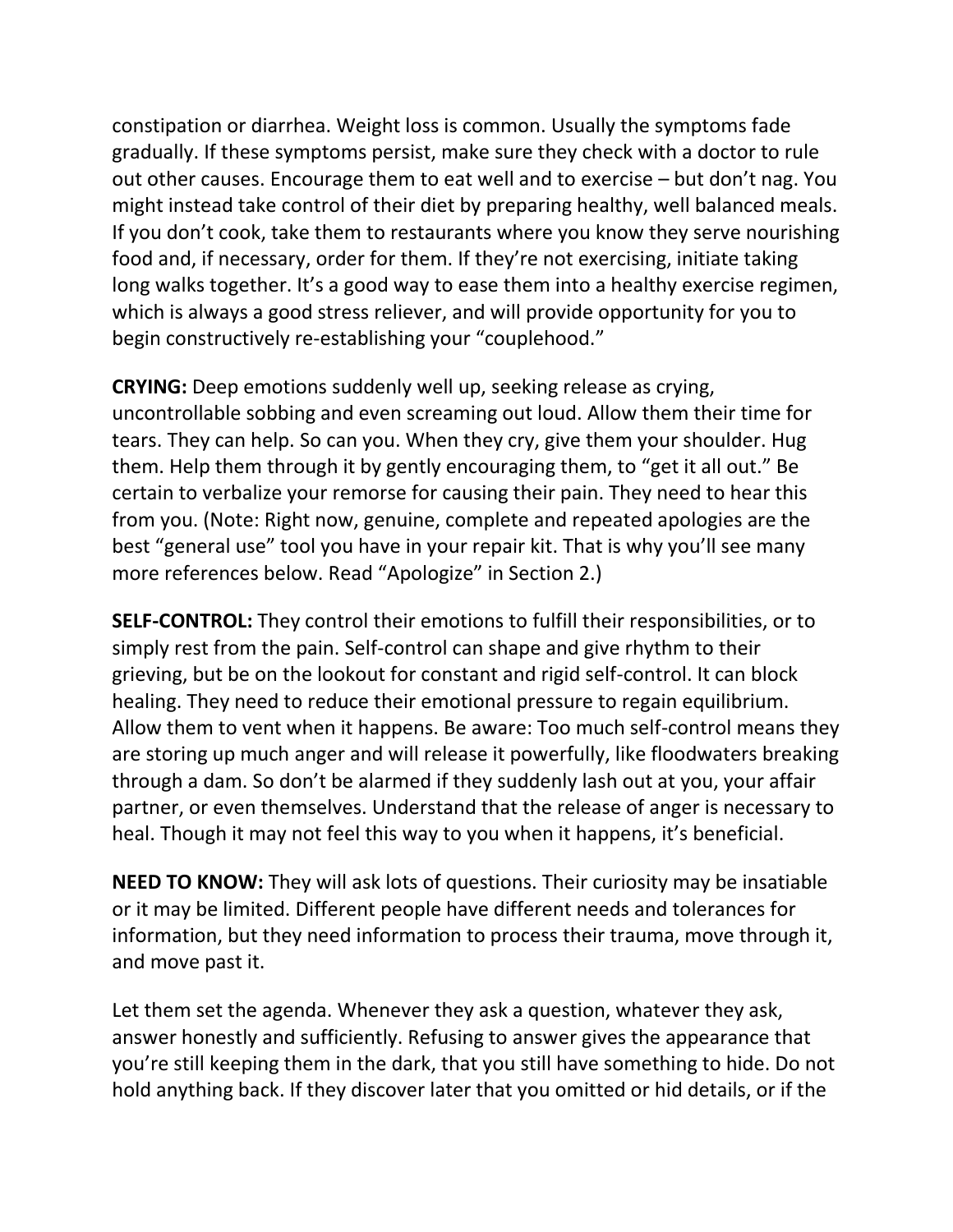constipation or diarrhea. Weight loss is common. Usually the symptoms fade gradually. If these symptoms persist, make sure they check with a doctor to rule out other causes. Encourage them to eat well and to exercise – but don't nag. You might instead take control of their diet by preparing healthy, well balanced meals. If you don't cook, take them to restaurants where you know they serve nourishing food and, if necessary, order for them. If they're not exercising, initiate taking long walks together. It's a good way to ease them into a healthy exercise regimen, which is always a good stress reliever, and will provide opportunity for you to begin constructively re-establishing your "couplehood."

**CRYING:** Deep emotions suddenly well up, seeking release as crying, uncontrollable sobbing and even screaming out loud. Allow them their time for tears. They can help. So can you. When they cry, give them your shoulder. Hug them. Help them through it by gently encouraging them, to "get it all out." Be certain to verbalize your remorse for causing their pain. They need to hear this from you. (Note: Right now, genuine, complete and repeated apologies are the best "general use" tool you have in your repair kit. That is why you'll see many more references below. Read "Apologize" in Section 2.)

**SELF-CONTROL:** They control their emotions to fulfill their responsibilities, or to simply rest from the pain. Self-control can shape and give rhythm to their grieving, but be on the lookout for constant and rigid self-control. It can block healing. They need to reduce their emotional pressure to regain equilibrium. Allow them to vent when it happens. Be aware: Too much self-control means they are storing up much anger and will release it powerfully, like floodwaters breaking through a dam. So don't be alarmed if they suddenly lash out at you, your affair partner, or even themselves. Understand that the release of anger is necessary to heal. Though it may not feel this way to you when it happens, it's beneficial.

**NEED TO KNOW:** They will ask lots of questions. Their curiosity may be insatiable or it may be limited. Different people have different needs and tolerances for information, but they need information to process their trauma, move through it, and move past it.

Let them set the agenda. Whenever they ask a question, whatever they ask, answer honestly and sufficiently. Refusing to answer gives the appearance that you're still keeping them in the dark, that you still have something to hide. Do not hold anything back. If they discover later that you omitted or hid details, or if the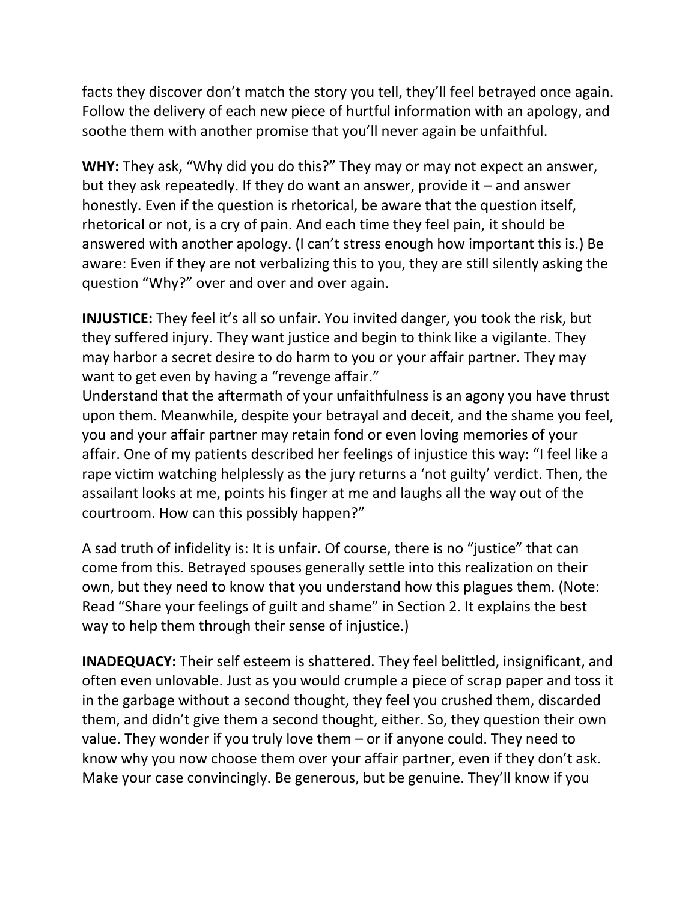facts they discover don't match the story you tell, they'll feel betrayed once again. Follow the delivery of each new piece of hurtful information with an apology, and soothe them with another promise that you'll never again be unfaithful.

**WHY:** They ask, "Why did you do this?" They may or may not expect an answer, but they ask repeatedly. If they do want an answer, provide it – and answer honestly. Even if the question is rhetorical, be aware that the question itself, rhetorical or not, is a cry of pain. And each time they feel pain, it should be answered with another apology. (I can't stress enough how important this is.) Be aware: Even if they are not verbalizing this to you, they are still silently asking the question "Why?" over and over and over again.

**INJUSTICE:** They feel it's all so unfair. You invited danger, you took the risk, but they suffered injury. They want justice and begin to think like a vigilante. They may harbor a secret desire to do harm to you or your affair partner. They may want to get even by having a "revenge affair."
Understand that the aftermath of your unfaithfulness is an agony you have thrust upon them. Meanwhile, despite your betrayal and deceit, and the shame you feel, you and your affair partner may retain fond or even loving memories of your affair. One of my patients described her feelings of injustice this way: "I feel like a rape victim watching helplessly as the jury returns a 'not guilty' verdict. Then, the assailant looks at me, points his finger at me and laughs all the way out of the courtroom. How can this possibly happen?"

A sad truth of infidelity is: It is unfair. Of course, there is no "justice" that can come from this. Betrayed spouses generally settle into this realization on their own, but they need to know that you understand how this plagues them. (Note: Read "Share your feelings of guilt and shame" in Section 2. It explains the best way to help them through their sense of injustice.)

**INADEQUACY:** Their self esteem is shattered. They feel belittled, insignificant, and often even unlovable. Just as you would crumple a piece of scrap paper and toss it in the garbage without a second thought, they feel you crushed them, discarded them, and didn't give them a second thought, either. So, they question their own value. They wonder if you truly love them – or if anyone could. They need to know why you now choose them over your affair partner, even if they don't ask. Make your case convincingly. Be generous, but be genuine. They'll know if you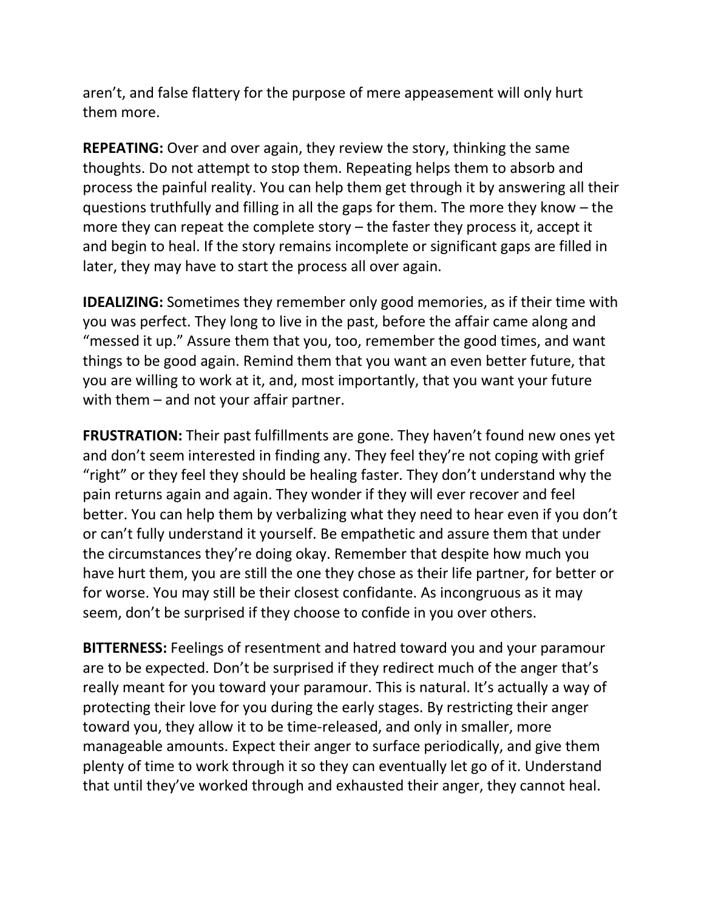aren't, and false flattery for the purpose of mere appeasement will only hurt them more.

**REPEATING:** Over and over again, they review the story, thinking the same thoughts. Do not attempt to stop them. Repeating helps them to absorb and process the painful reality. You can help them get through it by answering all their questions truthfully and filling in all the gaps for them. The more they know – the more they can repeat the complete story – the faster they process it, accept it and begin to heal. If the story remains incomplete or significant gaps are filled in later, they may have to start the process all over again.

**IDEALIZING:** Sometimes they remember only good memories, as if their time with you was perfect. They long to live in the past, before the affair came along and "messed it up." Assure them that you, too, remember the good times, and want things to be good again. Remind them that you want an even better future, that you are willing to work at it, and, most importantly, that you want your future with them – and not your affair partner.

**FRUSTRATION:** Their past fulfillments are gone. They haven't found new ones yet and don't seem interested in finding any. They feel they're not coping with grief "right" or they feel they should be healing faster. They don't understand why the pain returns again and again. They wonder if they will ever recover and feel better. You can help them by verbalizing what they need to hear even if you don't or can't fully understand it yourself. Be empathetic and assure them that under the circumstances they're doing okay. Remember that despite how much you have hurt them, you are still the one they chose as their life partner, for better or for worse. You may still be their closest confidante. As incongruous as it may seem, don't be surprised if they choose to confide in you over others.

**BITTERNESS:** Feelings of resentment and hatred toward you and your paramour are to be expected. Don't be surprised if they redirect much of the anger that's really meant for you toward your paramour. This is natural. It's actually a way of protecting their love for you during the early stages. By restricting their anger toward you, they allow it to be time-released, and only in smaller, more manageable amounts. Expect their anger to surface periodically, and give them plenty of time to work through it so they can eventually let go of it. Understand that until they've worked through and exhausted their anger, they cannot heal.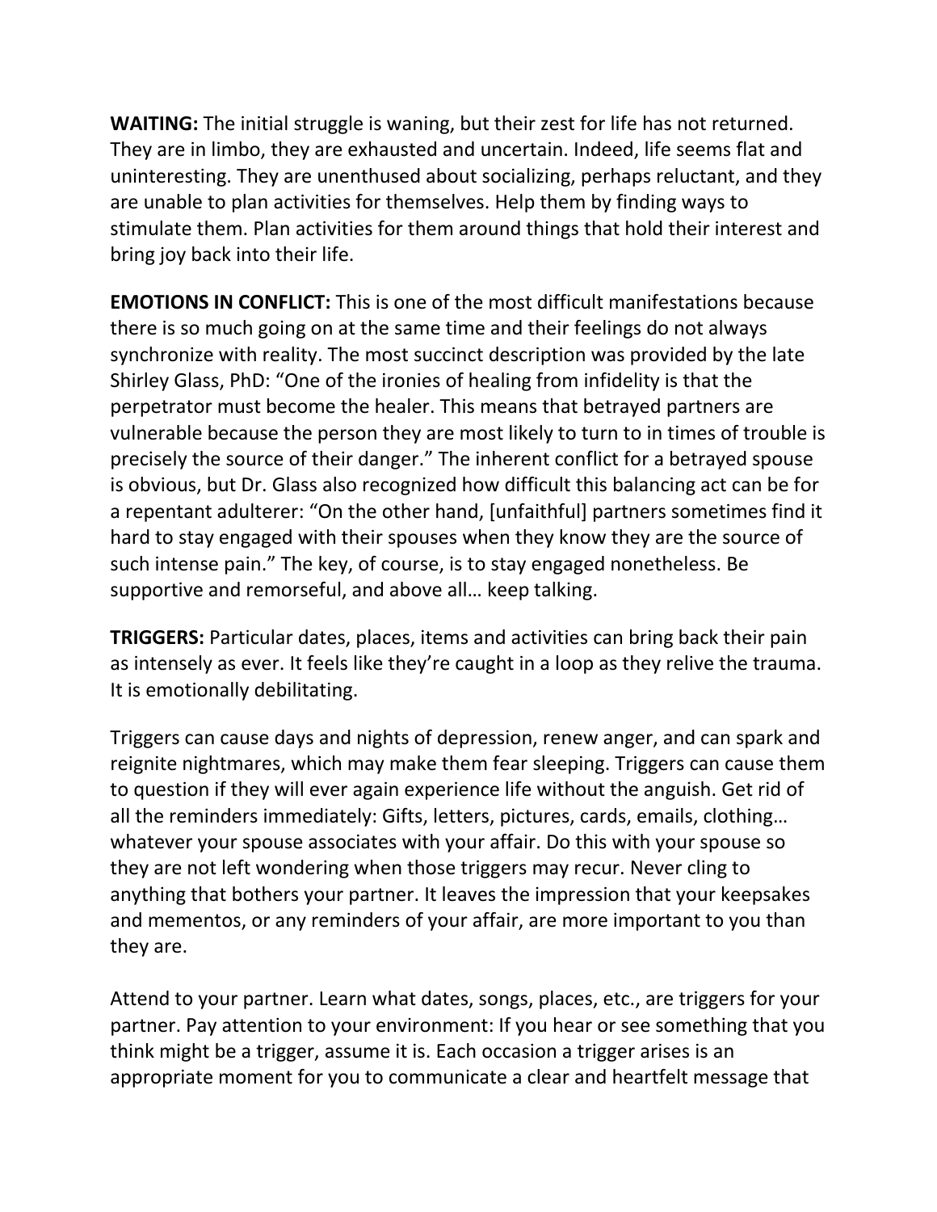**WAITING:** The initial struggle is waning, but their zest for life has not returned. They are in limbo, they are exhausted and uncertain. Indeed, life seems flat and uninteresting. They are unenthused about socializing, perhaps reluctant, and they are unable to plan activities for themselves. Help them by finding ways to stimulate them. Plan activities for them around things that hold their interest and bring joy back into their life.

**EMOTIONS IN CONFLICT:** This is one of the most difficult manifestations because there is so much going on at the same time and their feelings do not always synchronize with reality. The most succinct description was provided by the late Shirley Glass, PhD: "One of the ironies of healing from infidelity is that the perpetrator must become the healer. This means that betrayed partners are vulnerable because the person they are most likely to turn to in times of trouble is precisely the source of their danger." The inherent conflict for a betrayed spouse is obvious, but Dr. Glass also recognized how difficult this balancing act can be for a repentant adulterer: "On the other hand, [unfaithful] partners sometimes find it hard to stay engaged with their spouses when they know they are the source of such intense pain." The key, of course, is to stay engaged nonetheless. Be supportive and remorseful, and above all… keep talking.

**TRIGGERS:** Particular dates, places, items and activities can bring back their pain as intensely as ever. It feels like they're caught in a loop as they relive the trauma. It is emotionally debilitating.

Triggers can cause days and nights of depression, renew anger, and can spark and reignite nightmares, which may make them fear sleeping. Triggers can cause them to question if they will ever again experience life without the anguish. Get rid of all the reminders immediately: Gifts, letters, pictures, cards, emails, clothing… whatever your spouse associates with your affair. Do this with your spouse so they are not left wondering when those triggers may recur. Never cling to anything that bothers your partner. It leaves the impression that your keepsakes and mementos, or any reminders of your affair, are more important to you than they are.

Attend to your partner. Learn what dates, songs, places, etc., are triggers for your partner. Pay attention to your environment: If you hear or see something that you think might be a trigger, assume it is. Each occasion a trigger arises is an appropriate moment for you to communicate a clear and heartfelt message that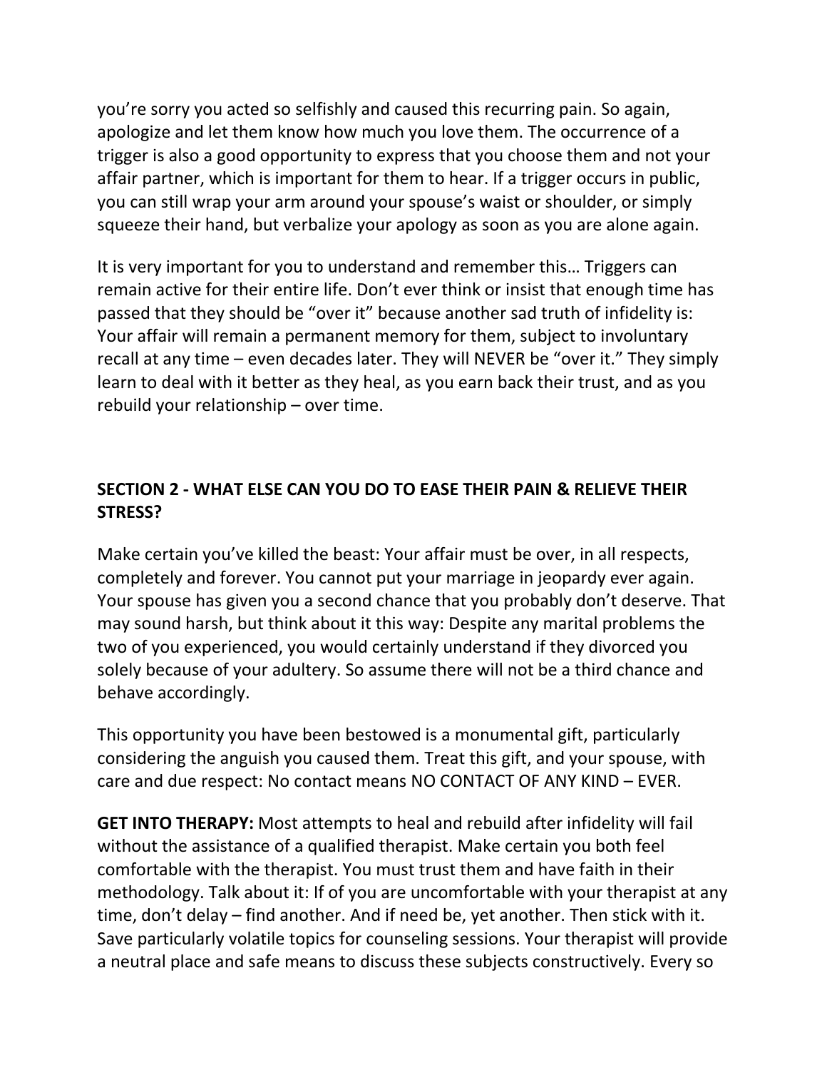you're sorry you acted so selfishly and caused this recurring pain. So again, apologize and let them know how much you love them. The occurrence of a trigger is also a good opportunity to express that you choose them and not your affair partner, which is important for them to hear. If a trigger occurs in public, you can still wrap your arm around your spouse's waist or shoulder, or simply squeeze their hand, but verbalize your apology as soon as you are alone again.

It is very important for you to understand and remember this… Triggers can remain active for their entire life. Don't ever think or insist that enough time has passed that they should be "over it" because another sad truth of infidelity is: Your affair will remain a permanent memory for them, subject to involuntary recall at any time – even decades later. They will NEVER be "over it." They simply learn to deal with it better as they heal, as you earn back their trust, and as you rebuild your relationship – over time.

## SECTION 2 - WHAT ELSE CAN YOU DO TO EASE THEIR PAIN & RELIEVE THEIR STRESS?

Make certain you've killed the beast: Your affair must be over, in all respects, completely and forever. You cannot put your marriage in jeopardy ever again. Your spouse has given you a second chance that you probably don't deserve. That may sound harsh, but think about it this way: Despite any marital problems the two of you experienced, you would certainly understand if they divorced you solely because of your adultery. So assume there will not be a third chance and behave accordingly.

This opportunity you have been bestowed is a monumental gift, particularly considering the anguish you caused them. Treat this gift, and your spouse, with care and due respect: No contact means NO CONTACT OF ANY KIND – EVER.

**GET INTO THERAPY:** Most attempts to heal and rebuild after infidelity will fail without the assistance of a qualified therapist. Make certain you both feel comfortable with the therapist. You must trust them and have faith in their methodology. Talk about it: If of you are uncomfortable with your therapist at any time, don't delay – find another. And if need be, yet another. Then stick with it. Save particularly volatile topics for counseling sessions. Your therapist will provide a neutral place and safe means to discuss these subjects constructively. Every so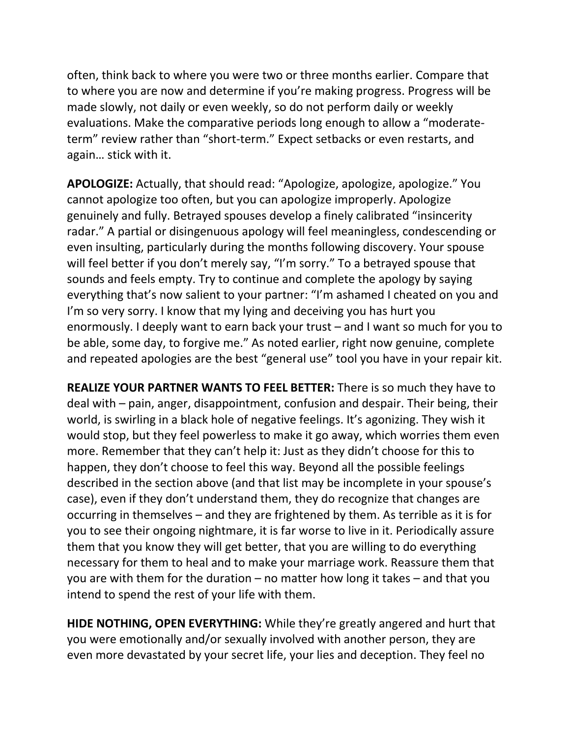often, think back to where you were two or three months earlier. Compare that to where you are now and determine if you're making progress. Progress will be made slowly, not daily or even weekly, so do not perform daily or weekly evaluations. Make the comparative periods long enough to allow a "moderate-term" review rather than "short-term." Expect setbacks or even restarts, and again… stick with it.

**APOLOGIZE:** Actually, that should read: "Apologize, apologize, apologize." You cannot apologize too often, but you can apologize improperly. Apologize genuinely and fully. Betrayed spouses develop a finely calibrated "insincerity radar." A partial or disingenuous apology will feel meaningless, condescending or even insulting, particularly during the months following discovery. Your spouse will feel better if you don't merely say, "I'm sorry." To a betrayed spouse that sounds and feels empty. Try to continue and complete the apology by saying everything that's now salient to your partner: "I'm ashamed I cheated on you and I'm so very sorry. I know that my lying and deceiving you has hurt you enormously. I deeply want to earn back your trust – and I want so much for you to be able, some day, to forgive me." As noted earlier, right now genuine, complete and repeated apologies are the best "general use" tool you have in your repair kit.

**REALIZE YOUR PARTNER WANTS TO FEEL BETTER:** There is so much they have to deal with – pain, anger, disappointment, confusion and despair. Their being, their world, is swirling in a black hole of negative feelings. It's agonizing. They wish it would stop, but they feel powerless to make it go away, which worries them even more. Remember that they can't help it: Just as they didn't choose for this to happen, they don't choose to feel this way. Beyond all the possible feelings described in the section above (and that list may be incomplete in your spouse's case), even if they don't understand them, they do recognize that changes are occurring in themselves – and they are frightened by them. As terrible as it is for you to see their ongoing nightmare, it is far worse to live in it. Periodically assure them that you know they will get better, that you are willing to do everything necessary for them to heal and to make your marriage work. Reassure them that you are with them for the duration – no matter how long it takes – and that you intend to spend the rest of your life with them.

**HIDE NOTHING, OPEN EVERYTHING:** While they're greatly angered and hurt that you were emotionally and/or sexually involved with another person, they are even more devastated by your secret life, your lies and deception. They feel no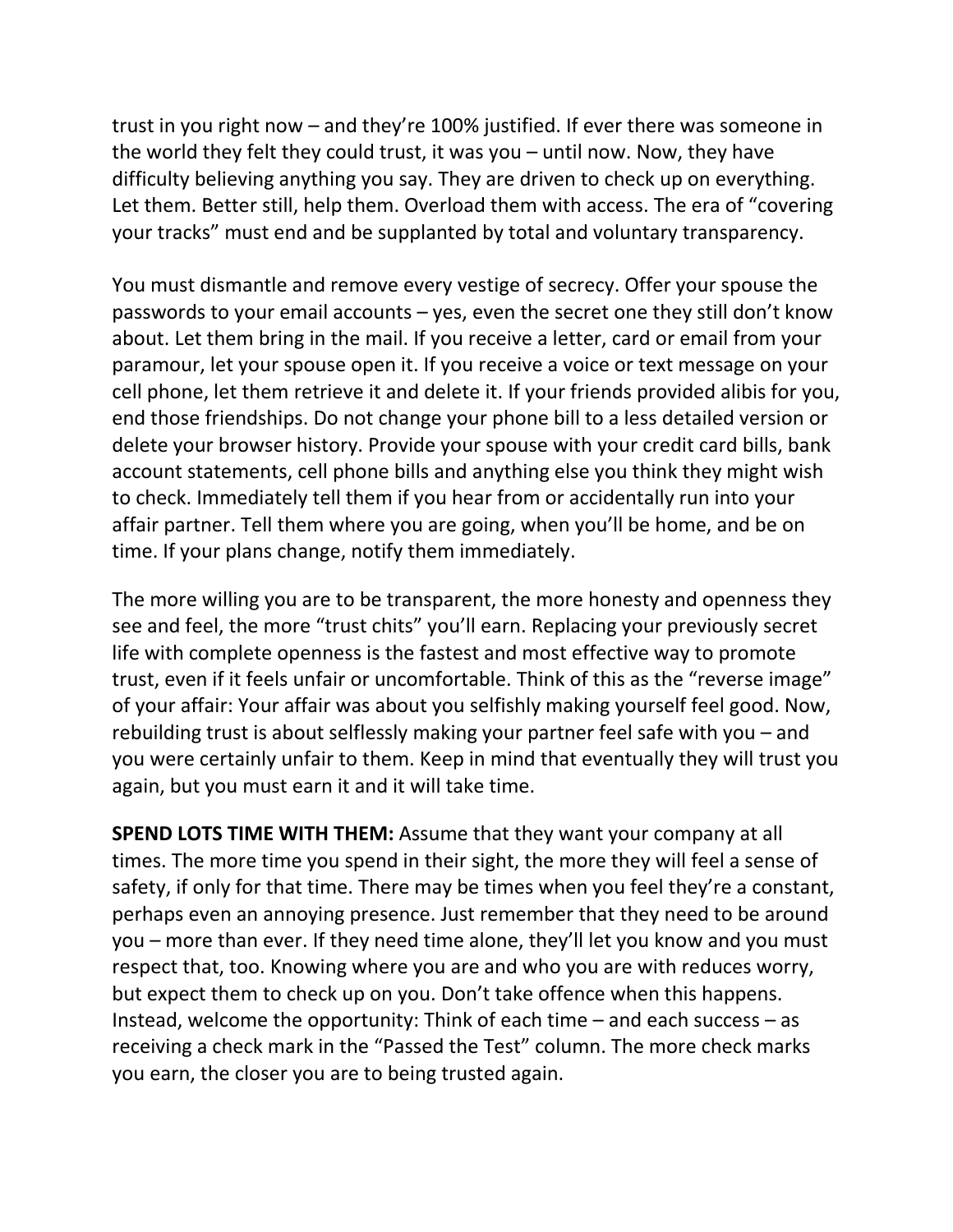trust in you right now – and they're 100% justified. If ever there was someone in the world they felt they could trust, it was you – until now. Now, they have difficulty believing anything you say. They are driven to check up on everything. Let them. Better still, help them. Overload them with access. The era of "covering your tracks" must end and be supplanted by total and voluntary transparency.

You must dismantle and remove every vestige of secrecy. Offer your spouse the passwords to your email accounts – yes, even the secret one they still don't know about. Let them bring in the mail. If you receive a letter, card or email from your paramour, let your spouse open it. If you receive a voice or text message on your cell phone, let them retrieve it and delete it. If your friends provided alibis for you, end those friendships. Do not change your phone bill to a less detailed version or delete your browser history. Provide your spouse with your credit card bills, bank account statements, cell phone bills and anything else you think they might wish to check. Immediately tell them if you hear from or accidentally run into your affair partner. Tell them where you are going, when you'll be home, and be on time. If your plans change, notify them immediately.

The more willing you are to be transparent, the more honesty and openness they see and feel, the more "trust chits" you'll earn. Replacing your previously secret life with complete openness is the fastest and most effective way to promote trust, even if it feels unfair or uncomfortable. Think of this as the "reverse image" of your affair: Your affair was about you selfishly making yourself feel good. Now, rebuilding trust is about selflessly making your partner feel safe with you – and you were certainly unfair to them. Keep in mind that eventually they will trust you again, but you must earn it and it will take time.

**SPEND LOTS TIME WITH THEM:** Assume that they want your company at all times. The more time you spend in their sight, the more they will feel a sense of safety, if only for that time. There may be times when you feel they're a constant, perhaps even an annoying presence. Just remember that they need to be around you – more than ever. If they need time alone, they'll let you know and you must respect that, too. Knowing where you are and who you are with reduces worry, but expect them to check up on you. Don't take offence when this happens. Instead, welcome the opportunity: Think of each time – and each success – as receiving a check mark in the "Passed the Test" column. The more check marks you earn, the closer you are to being trusted again.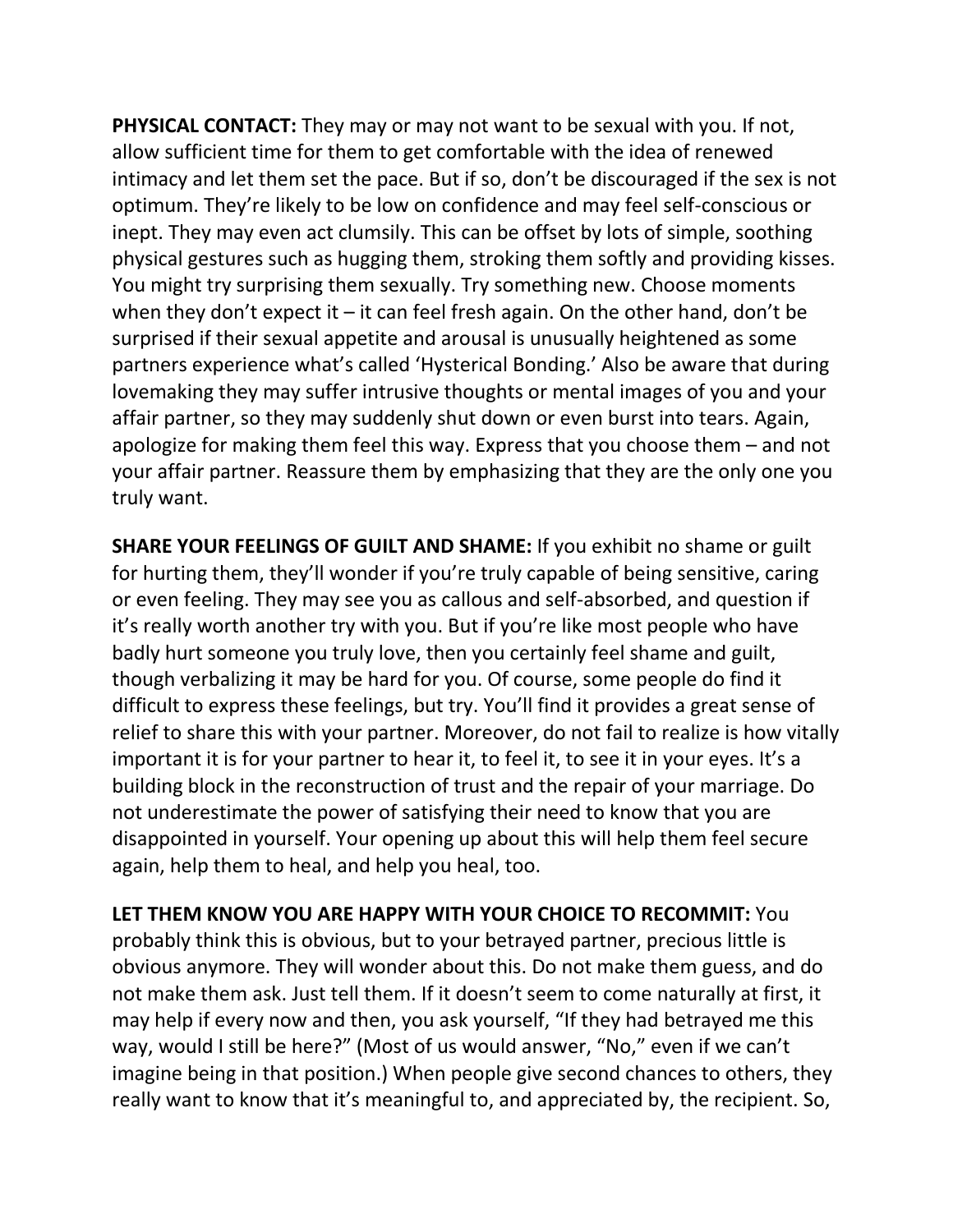**PHYSICAL CONTACT:** They may or may not want to be sexual with you. If not, allow sufficient time for them to get comfortable with the idea of renewed intimacy and let them set the pace. But if so, don't be discouraged if the sex is not optimum. They're likely to be low on confidence and may feel self-conscious or inept. They may even act clumsily. This can be offset by lots of simple, soothing physical gestures such as hugging them, stroking them softly and providing kisses. You might try surprising them sexually. Try something new. Choose moments when they don't expect it – it can feel fresh again. On the other hand, don't be surprised if their sexual appetite and arousal is unusually heightened as some partners experience what's called 'Hysterical Bonding.' Also be aware that during lovemaking they may suffer intrusive thoughts or mental images of you and your affair partner, so they may suddenly shut down or even burst into tears. Again, apologize for making them feel this way. Express that you choose them – and not your affair partner. Reassure them by emphasizing that they are the only one you truly want.

**SHARE YOUR FEELINGS OF GUILT AND SHAME:** If you exhibit no shame or guilt for hurting them, they'll wonder if you're truly capable of being sensitive, caring or even feeling. They may see you as callous and self-absorbed, and question if it's really worth another try with you. But if you're like most people who have badly hurt someone you truly love, then you certainly feel shame and guilt, though verbalizing it may be hard for you. Of course, some people do find it difficult to express these feelings, but try. You'll find it provides a great sense of relief to share this with your partner. Moreover, do not fail to realize is how vitally important it is for your partner to hear it, to feel it, to see it in your eyes. It's a building block in the reconstruction of trust and the repair of your marriage. Do not underestimate the power of satisfying their need to know that you are disappointed in yourself. Your opening up about this will help them feel secure again, help them to heal, and help you heal, too.

**LET THEM KNOW YOU ARE HAPPY WITH YOUR CHOICE TO RECOMMIT:** You probably think this is obvious, but to your betrayed partner, precious little is obvious anymore. They will wonder about this. Do not make them guess, and do not make them ask. Just tell them. If it doesn't seem to come naturally at first, it may help if every now and then, you ask yourself, "If they had betrayed me this way, would I still be here?" (Most of us would answer, "No," even if we can't imagine being in that position.) When people give second chances to others, they really want to know that it's meaningful to, and appreciated by, the recipient. So,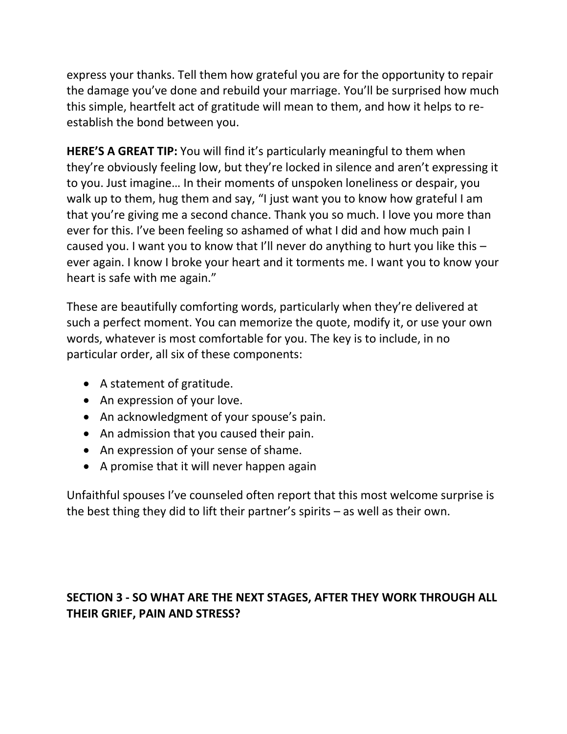express your thanks. Tell them how grateful you are for the opportunity to repair the damage you've done and rebuild your marriage. You'll be surprised how much this simple, heartfelt act of gratitude will mean to them, and how it helps to re-establish the bond between you.

**HERE'S A GREAT TIP:** You will find it's particularly meaningful to them when they're obviously feeling low, but they're locked in silence and aren't expressing it to you. Just imagine… In their moments of unspoken loneliness or despair, you walk up to them, hug them and say, "I just want you to know how grateful I am that you're giving me a second chance. Thank you so much. I love you more than ever for this. I've been feeling so ashamed of what I did and how much pain I caused you. I want you to know that I'll never do anything to hurt you like this – ever again. I know I broke your heart and it torments me. I want you to know your heart is safe with me again."

These are beautifully comforting words, particularly when they're delivered at such a perfect moment. You can memorize the quote, modify it, or use your own words, whatever is most comfortable for you. The key is to include, in no particular order, all six of these components:

- A statement of gratitude.
- An expression of your love.
- An acknowledgment of your spouse's pain.
- An admission that you caused their pain.
- An expression of your sense of shame.
- A promise that it will never happen again

Unfaithful spouses I've counseled often report that this most welcome surprise is the best thing they did to lift their partner's spirits – as well as their own.

## SECTION 3 - SO WHAT ARE THE NEXT STAGES, AFTER THEY WORK THROUGH ALL THEIR GRIEF, PAIN AND STRESS?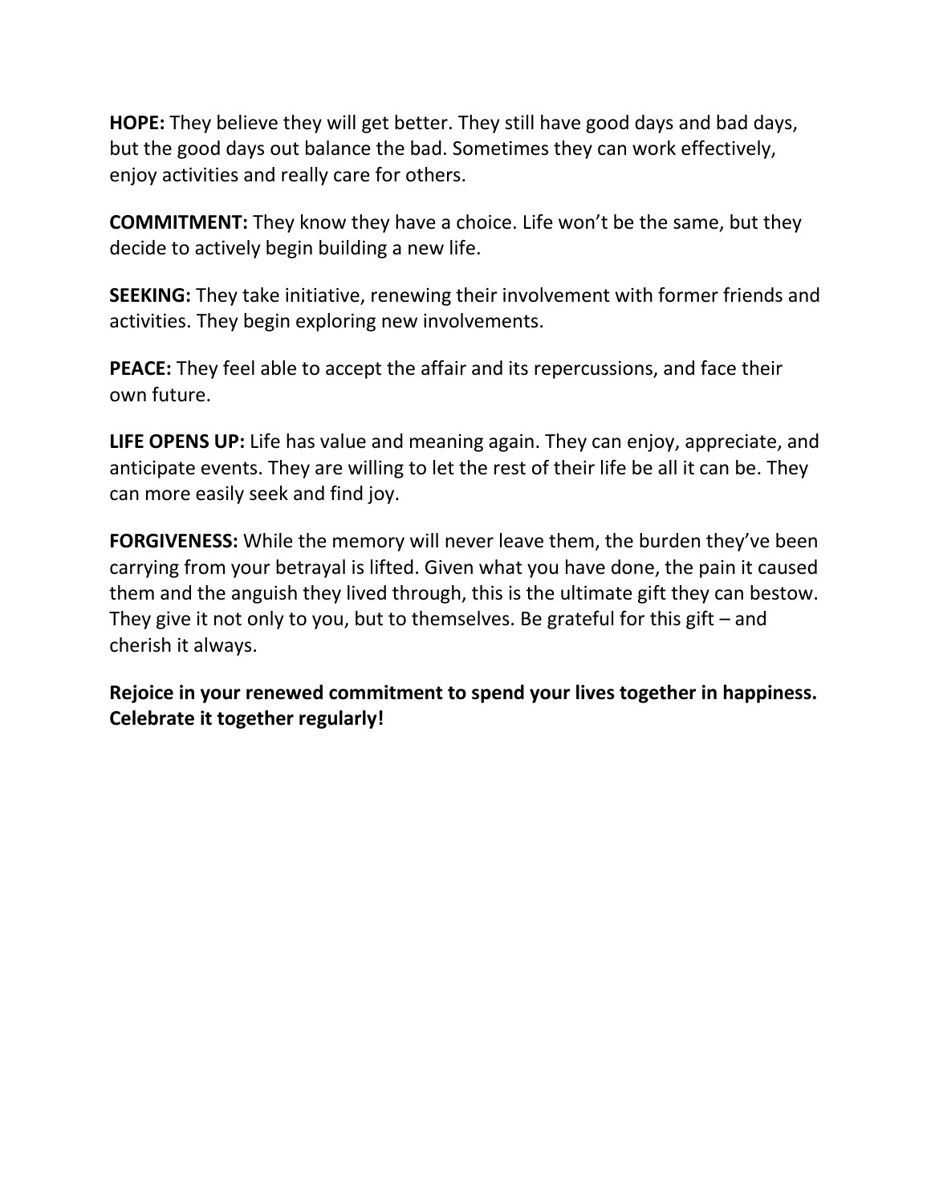**HOPE:** They believe they will get better. They still have good days and bad days, but the good days out balance the bad. Sometimes they can work effectively, enjoy activities and really care for others.

**COMMITMENT:** They know they have a choice. Life won't be the same, but they decide to actively begin building a new life.

**SEEKING:** They take initiative, renewing their involvement with former friends and activities. They begin exploring new involvements.

**PEACE:** They feel able to accept the affair and its repercussions, and face their own future.

**LIFE OPENS UP:** Life has value and meaning again. They can enjoy, appreciate, and anticipate events. They are willing to let the rest of their life be all it can be. They can more easily seek and find joy.

**FORGIVENESS:** While the memory will never leave them, the burden they've been carrying from your betrayal is lifted. Given what you have done, the pain it caused them and the anguish they lived through, this is the ultimate gift they can bestow. They give it not only to you, but to themselves. Be grateful for this gift – and cherish it always.

**Rejoice in your renewed commitment to spend your lives together in happiness. Celebrate it together regularly!**